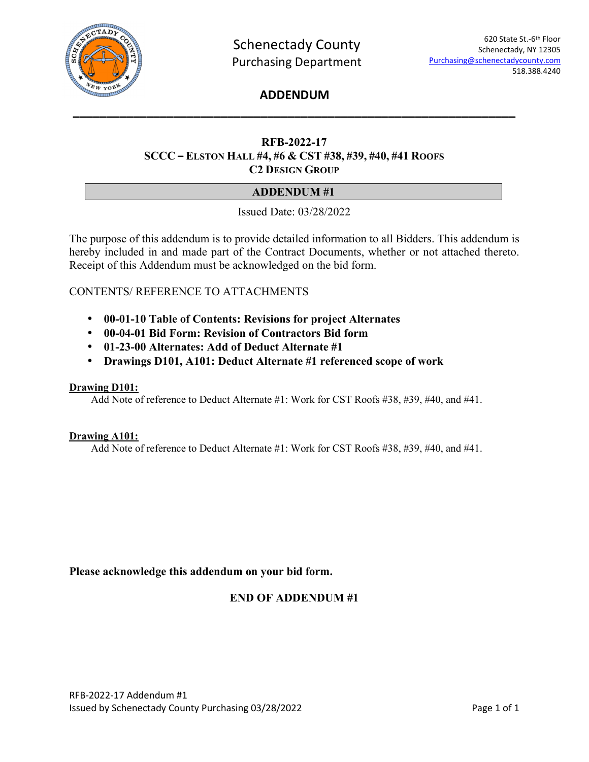Schenectady County
Purchasing Department

620 State St.-6th Floor
Schenectady, NY 12305
Purchasing@schenectadycounty.com
518.388.4240

# ADDENDUM

---

## RFB-2022-17
## SCCC – ELSTON HALL #4, #6 & CST #38, #39, #40, #41 ROOFS
## C2 DESIGN GROUP

## ADDENDUM #1

Issued Date: 03/28/2022

The purpose of this addendum is to provide detailed information to all Bidders. This addendum is hereby included in and made part of the Contract Documents, whether or not attached thereto. Receipt of this Addendum must be acknowledged on the bid form.

CONTENTS/ REFERENCE TO ATTACHMENTS

- **00-01-10 Table of Contents: Revisions for project Alternates**
- **00-04-01 Bid Form: Revision of Contractors Bid form**
- **01-23-00 Alternates: Add of Deduct Alternate #1**
- **Drawings D101, A101: Deduct Alternate #1 referenced scope of work**

**Drawing D101:**

Add Note of reference to Deduct Alternate #1: Work for CST Roofs #38, #39, #40, and #41.

**Drawing A101:**

Add Note of reference to Deduct Alternate #1: Work for CST Roofs #38, #39, #40, and #41.

**Please acknowledge this addendum on your bid form.**

**END OF ADDENDUM #1**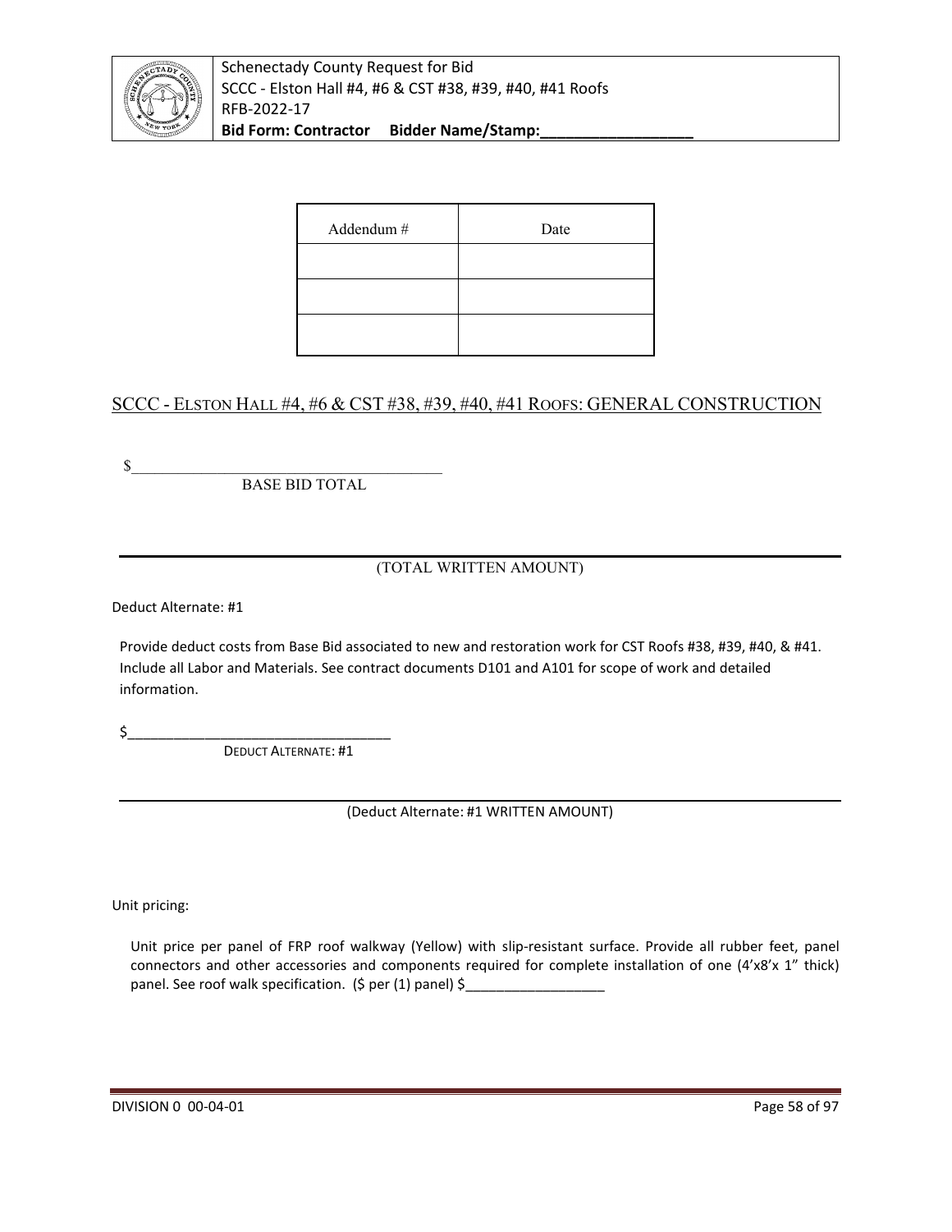| Addendum # | Date |
|---|---|
| | |
| | |
| | |

## SCCC - ELSTON HALL #4, #6 & CST #38, #39, #40, #41 ROOFS: GENERAL CONSTRUCTION

$______________________________________

BASE BID TOTAL

______________________________________________________________________

(TOTAL WRITTEN AMOUNT)

Deduct Alternate: #1

Provide deduct costs from Base Bid associated to new and restoration work for CST Roofs #38, #39, #40, & #41. Include all Labor and Materials. See contract documents D101 and A101 for scope of work and detailed information.

$_________________________________

DEDUCT ALTERNATE: #1

______________________________________________________________________

(Deduct Alternate: #1 WRITTEN AMOUNT)

Unit pricing:

Unit price per panel of FRP roof walkway (Yellow) with slip-resistant surface. Provide all rubber feet, panel connectors and other accessories and components required for complete installation of one (4'x8'x 1" thick) panel. See roof walk specification. ($ per (1) panel) $__________________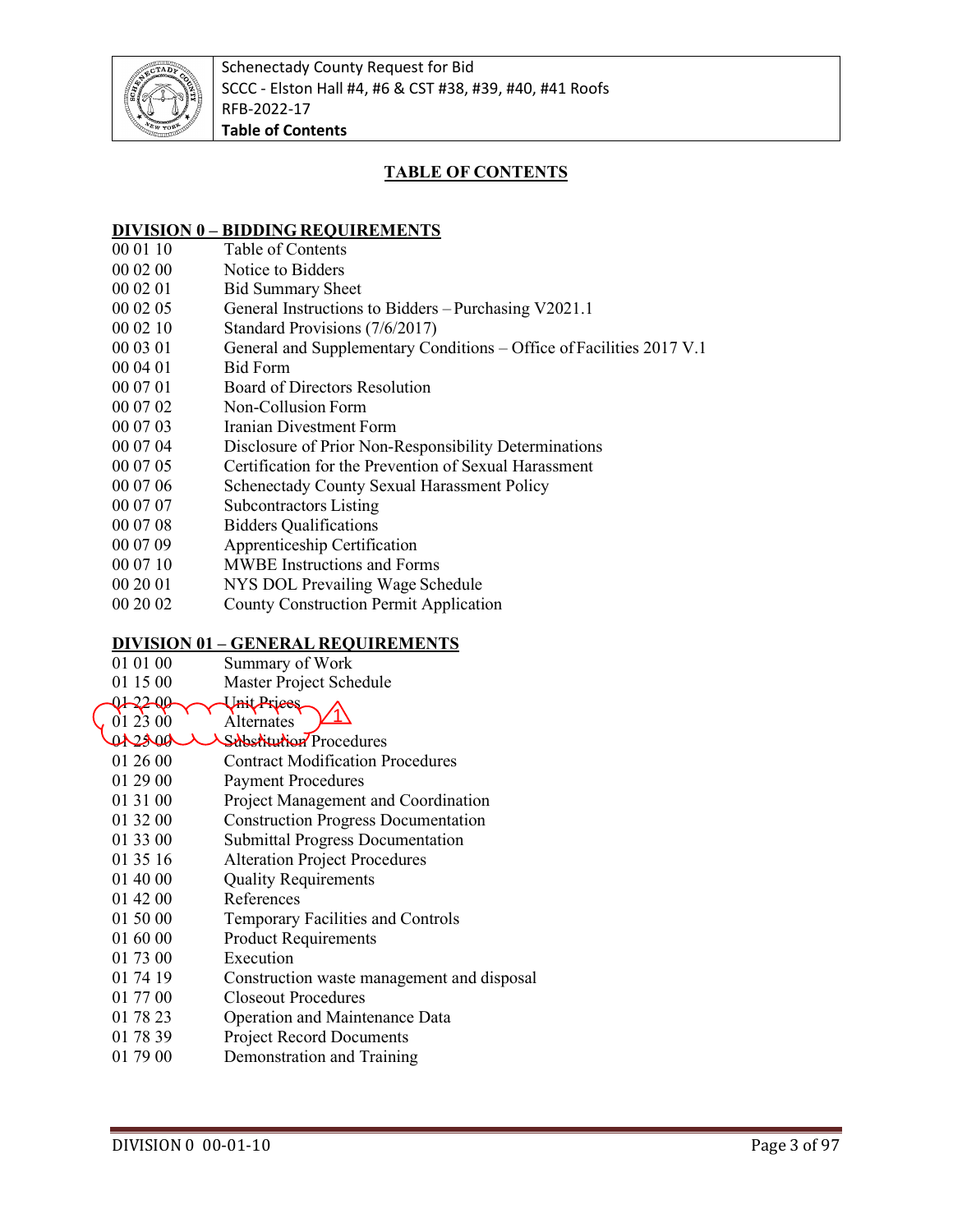## TABLE OF CONTENTS

### DIVISION 0 – BIDDING REQUIREMENTS

| | |
|---|---|
| 00 01 10 | Table of Contents |
| 00 02 00 | Notice to Bidders |
| 00 02 01 | Bid Summary Sheet |
| 00 02 05 | General Instructions to Bidders – Purchasing V2021.1 |
| 00 02 10 | Standard Provisions (7/6/2017) |
| 00 03 01 | General and Supplementary Conditions – Office of Facilities 2017 V.1 |
| 00 04 01 | Bid Form |
| 00 07 01 | Board of Directors Resolution |
| 00 07 02 | Non-Collusion Form |
| 00 07 03 | Iranian Divestment Form |
| 00 07 04 | Disclosure of Prior Non-Responsibility Determinations |
| 00 07 05 | Certification for the Prevention of Sexual Harassment |
| 00 07 06 | Schenectady County Sexual Harassment Policy |
| 00 07 07 | Subcontractors Listing |
| 00 07 08 | Bidders Qualifications |
| 00 07 09 | Apprenticeship Certification |
| 00 07 10 | MWBE Instructions and Forms |
| 00 20 01 | NYS DOL Prevailing Wage Schedule |
| 00 20 02 | County Construction Permit Application |

### DIVISION 01 – GENERAL REQUIREMENTS

| | |
|---|---|
| ~~01 22 00~~ | ~~Unit Prices~~ |
| 01 23 00 | Alternates |
| ~~01 25 00~~ | ~~Substitution~~ Procedures |
| 01 01 00 | Summary of Work |
| 01 15 00 | Master Project Schedule |
| 01 26 00 | Contract Modification Procedures |
| 01 29 00 | Payment Procedures |
| 01 31 00 | Project Management and Coordination |
| 01 32 00 | Construction Progress Documentation |
| 01 33 00 | Submittal Progress Documentation |
| 01 35 16 | Alteration Project Procedures |
| 01 40 00 | Quality Requirements |
| 01 42 00 | References |
| 01 50 00 | Temporary Facilities and Controls |
| 01 60 00 | Product Requirements |
| 01 73 00 | Execution |
| 01 74 19 | Construction waste management and disposal |
| 01 77 00 | Closeout Procedures |
| 01 78 23 | Operation and Maintenance Data |
| 01 78 39 | Project Record Documents |
| 01 79 00 | Demonstration and Training |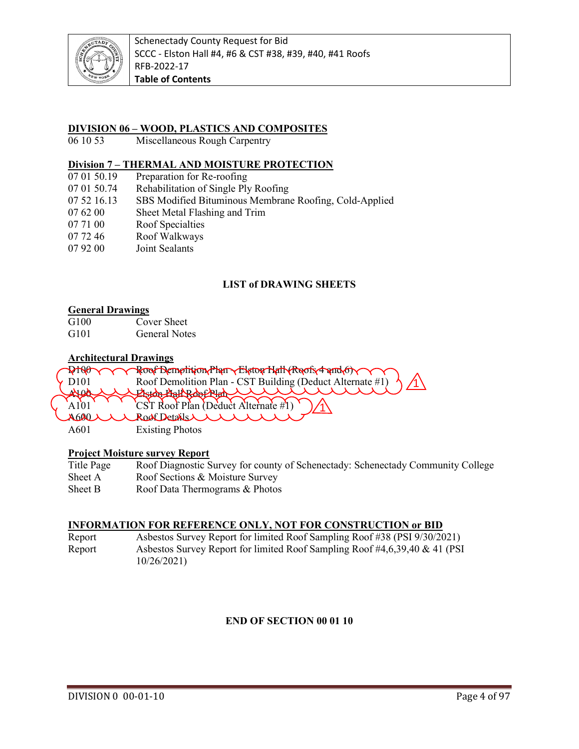## DIVISION 06 – WOOD, PLASTICS AND COMPOSITES

06 10 53 Miscellaneous Rough Carpentry

## Division 7 – THERMAL AND MOISTURE PROTECTION

07 01 50.19 Preparation for Re-roofing
07 01 50.74 Rehabilitation of Single Ply Roofing
07 52 16.13 SBS Modified Bituminous Membrane Roofing, Cold-Applied
07 62 00 Sheet Metal Flashing and Trim
07 71 00 Roof Specialties
07 72 46 Roof Walkways
07 92 00 Joint Sealants

### LIST of DRAWING SHEETS

**General Drawings**

G100 Cover Sheet
G101 General Notes

**Architectural Drawings**

~~D100 Roof Demolition Plan - Elston Hall (Roofs 4 and 6)~~
D101 Roof Demolition Plan - CST Building (Deduct Alternate #1) 1
~~A100 Elston Hall Roof Plan~~
A101 CST Roof Plan (Deduct Alternate #1) 1
~~A600 Roof Details~~
A601 Existing Photos

**Project Moisture survey Report**

Title Page Roof Diagnostic Survey for county of Schenectady: Schenectady Community College
Sheet A Roof Sections & Moisture Survey
Sheet B Roof Data Thermograms & Photos

**INFORMATION FOR REFERENCE ONLY, NOT FOR CONSTRUCTION or BID**

Report Asbestos Survey Report for limited Roof Sampling Roof #38 (PSI 9/30/2021)
Report Asbestos Survey Report for limited Roof Sampling Roof #4,6,39,40 & 41 (PSI 10/26/2021)

**END OF SECTION 00 01 10**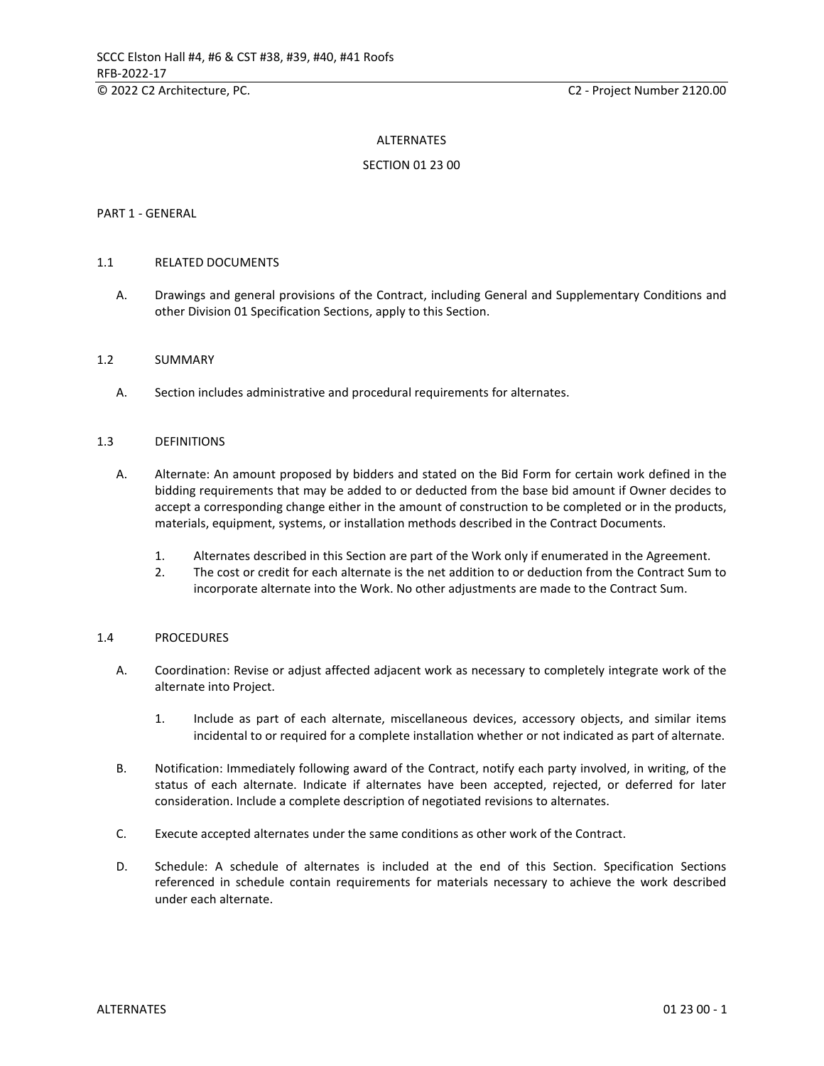# ALTERNATES

## SECTION 01 23 00

### PART 1 - GENERAL

### 1.1 RELATED DOCUMENTS

A. Drawings and general provisions of the Contract, including General and Supplementary Conditions and other Division 01 Specification Sections, apply to this Section.

### 1.2 SUMMARY

A. Section includes administrative and procedural requirements for alternates.

### 1.3 DEFINITIONS

A. Alternate: An amount proposed by bidders and stated on the Bid Form for certain work defined in the bidding requirements that may be added to or deducted from the base bid amount if Owner decides to accept a corresponding change either in the amount of construction to be completed or in the products, materials, equipment, systems, or installation methods described in the Contract Documents.

1. Alternates described in this Section are part of the Work only if enumerated in the Agreement.
2. The cost or credit for each alternate is the net addition to or deduction from the Contract Sum to incorporate alternate into the Work. No other adjustments are made to the Contract Sum.

### 1.4 PROCEDURES

A. Coordination: Revise or adjust affected adjacent work as necessary to completely integrate work of the alternate into Project.

1. Include as part of each alternate, miscellaneous devices, accessory objects, and similar items incidental to or required for a complete installation whether or not indicated as part of alternate.

B. Notification: Immediately following award of the Contract, notify each party involved, in writing, of the status of each alternate. Indicate if alternates have been accepted, rejected, or deferred for later consideration. Include a complete description of negotiated revisions to alternates.

C. Execute accepted alternates under the same conditions as other work of the Contract.

D. Schedule: A schedule of alternates is included at the end of this Section. Specification Sections referenced in schedule contain requirements for materials necessary to achieve the work described under each alternate.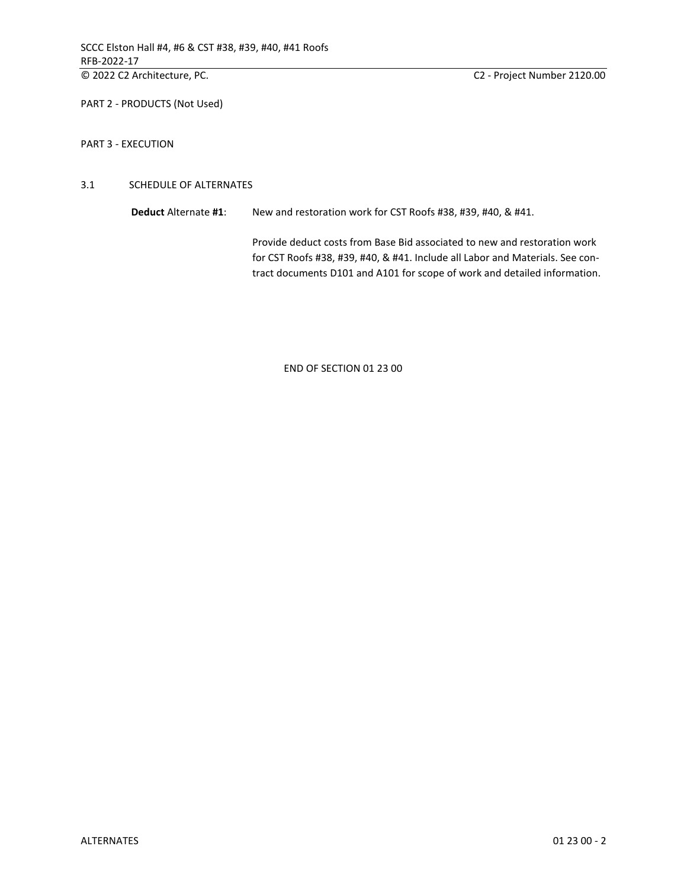PART 2 - PRODUCTS (Not Used)

PART 3 - EXECUTION

3.1 SCHEDULE OF ALTERNATES

**Deduct** Alternate **#1**: New and restoration work for CST Roofs #38, #39, #40, & #41.

Provide deduct costs from Base Bid associated to new and restoration work for CST Roofs #38, #39, #40, & #41. Include all Labor and Materials. See contract documents D101 and A101 for scope of work and detailed information.

END OF SECTION 01 23 00